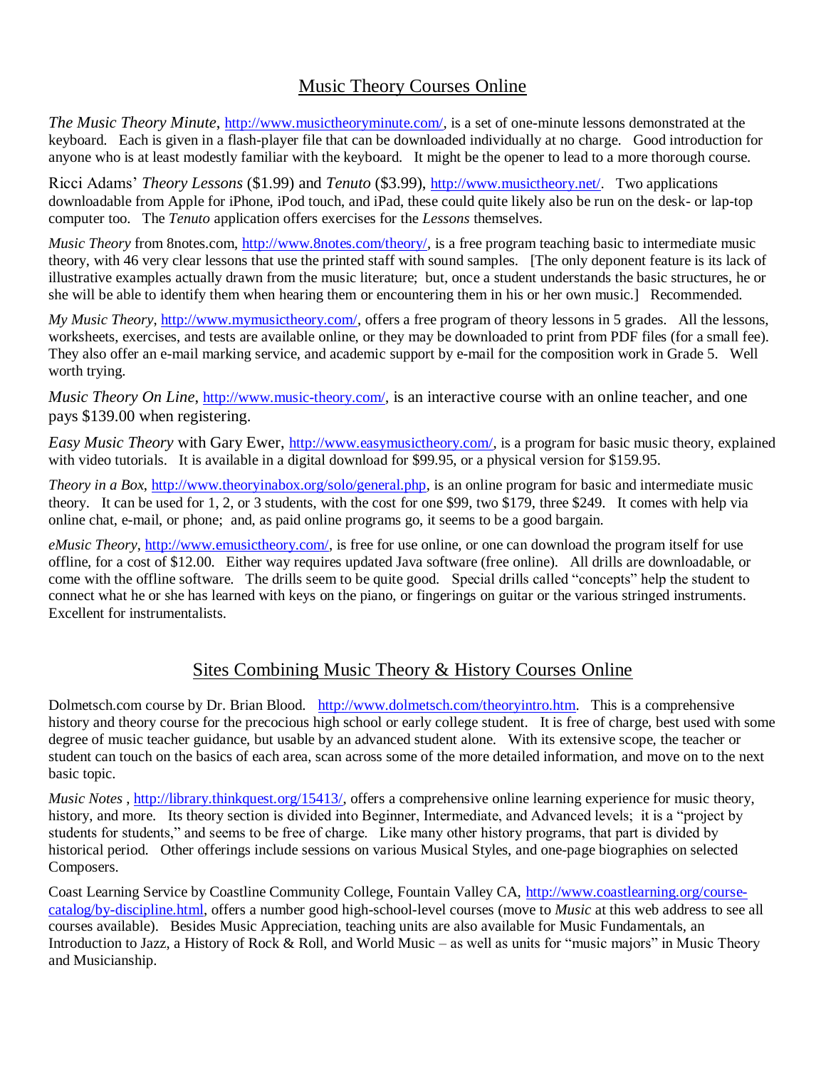## Music Theory Courses Online

*The Music Theory Minute*, http://www.musictheoryminute.com/, is a set of one-minute lessons demonstrated at the keyboard. Each is given in a flash-player file that can be downloaded individually at no charge. Good introduction for anyone who is at least modestly familiar with the keyboard. It might be the opener to lead to a more thorough course.

Ricci Adams' *Theory Lessons* ($1.99) and *Tenuto* ($3.99), http://www.musictheory.net/. Two applications downloadable from Apple for iPhone, iPod touch, and iPad, these could quite likely also be run on the desk- or lap-top computer too. The *Tenuto* application offers exercises for the *Lessons* themselves.

*Music Theory* from 8notes.com, http://www.8notes.com/theory/, is a free program teaching basic to intermediate music theory, with 46 very clear lessons that use the printed staff with sound samples. [The only deponent feature is its lack of illustrative examples actually drawn from the music literature; but, once a student understands the basic structures, he or she will be able to identify them when hearing them or encountering them in his or her own music.] Recommended.

*My Music Theory*, http://www.mymusictheory.com/, offers a free program of theory lessons in 5 grades. All the lessons, worksheets, exercises, and tests are available online, or they may be downloaded to print from PDF files (for a small fee). They also offer an e-mail marking service, and academic support by e-mail for the composition work in Grade 5. Well worth trying.

*Music Theory On Line*, http://www.music-theory.com/, is an interactive course with an online teacher, and one pays $139.00 when registering.

*Easy Music Theory* with Gary Ewer, http://www.easymusictheory.com/, is a program for basic music theory, explained with video tutorials. It is available in a digital download for $99.95, or a physical version for $159.95.

*Theory in a Box*, http://www.theoryinabox.org/solo/general.php, is an online program for basic and intermediate music theory. It can be used for 1, 2, or 3 students, with the cost for one $99, two $179, three $249. It comes with help via online chat, e-mail, or phone; and, as paid online programs go, it seems to be a good bargain.

*eMusic Theory*, http://www.emusictheory.com/, is free for use online, or one can download the program itself for use offline, for a cost of $12.00. Either way requires updated Java software (free online). All drills are downloadable, or come with the offline software. The drills seem to be quite good. Special drills called "concepts" help the student to connect what he or she has learned with keys on the piano, or fingerings on guitar or the various stringed instruments. Excellent for instrumentalists.

## Sites Combining Music Theory & History Courses Online

Dolmetsch.com course by Dr. Brian Blood. http://www.dolmetsch.com/theoryintro.htm. This is a comprehensive history and theory course for the precocious high school or early college student. It is free of charge, best used with some degree of music teacher guidance, but usable by an advanced student alone. With its extensive scope, the teacher or student can touch on the basics of each area, scan across some of the more detailed information, and move on to the next basic topic.

*Music Notes* , http://library.thinkquest.org/15413/, offers a comprehensive online learning experience for music theory, history, and more. Its theory section is divided into Beginner, Intermediate, and Advanced levels; it is a "project by students for students," and seems to be free of charge. Like many other history programs, that part is divided by historical period. Other offerings include sessions on various Musical Styles, and one-page biographies on selected Composers.

Coast Learning Service by Coastline Community College, Fountain Valley CA, http://www.coastlearning.org/course-catalog/by-discipline.html, offers a number good high-school-level courses (move to *Music* at this web address to see all courses available). Besides Music Appreciation, teaching units are also available for Music Fundamentals, an Introduction to Jazz, a History of Rock & Roll, and World Music – as well as units for "music majors" in Music Theory and Musicianship.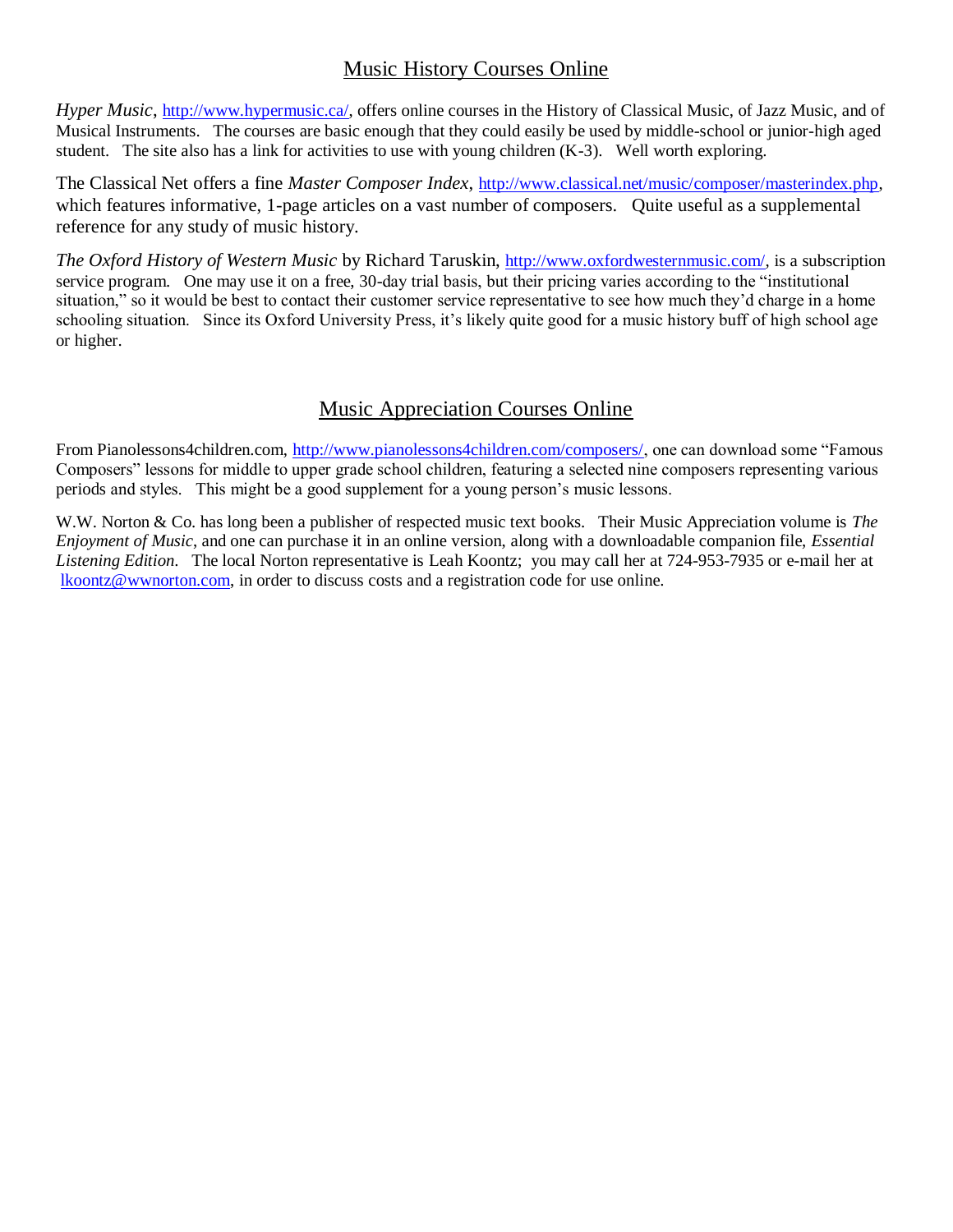## Music History Courses Online

*Hyper Music*, http://www.hypermusic.ca/, offers online courses in the History of Classical Music, of Jazz Music, and of Musical Instruments. The courses are basic enough that they could easily be used by middle-school or junior-high aged student. The site also has a link for activities to use with young children (K-3). Well worth exploring.

The Classical Net offers a fine *Master Composer Index,* http://www.classical.net/music/composer/masterindex.php, which features informative, 1-page articles on a vast number of composers. Quite useful as a supplemental reference for any study of music history.

*The Oxford History of Western Music* by Richard Taruskin, http://www.oxfordwesternmusic.com/, is a subscription service program. One may use it on a free, 30-day trial basis, but their pricing varies according to the "institutional situation," so it would be best to contact their customer service representative to see how much they'd charge in a home schooling situation. Since its Oxford University Press, it's likely quite good for a music history buff of high school age or higher.

## Music Appreciation Courses Online

From Pianolessons4children.com, http://www.pianolessons4children.com/composers/, one can download some "Famous Composers" lessons for middle to upper grade school children, featuring a selected nine composers representing various periods and styles. This might be a good supplement for a young person's music lessons.

W.W. Norton & Co. has long been a publisher of respected music text books. Their Music Appreciation volume is *The Enjoyment of Music*, and one can purchase it in an online version, along with a downloadable companion file, *Essential Listening Edition*. The local Norton representative is Leah Koontz; you may call her at 724-953-7935 or e-mail her at lkoontz@wwnorton.com, in order to discuss costs and a registration code for use online.